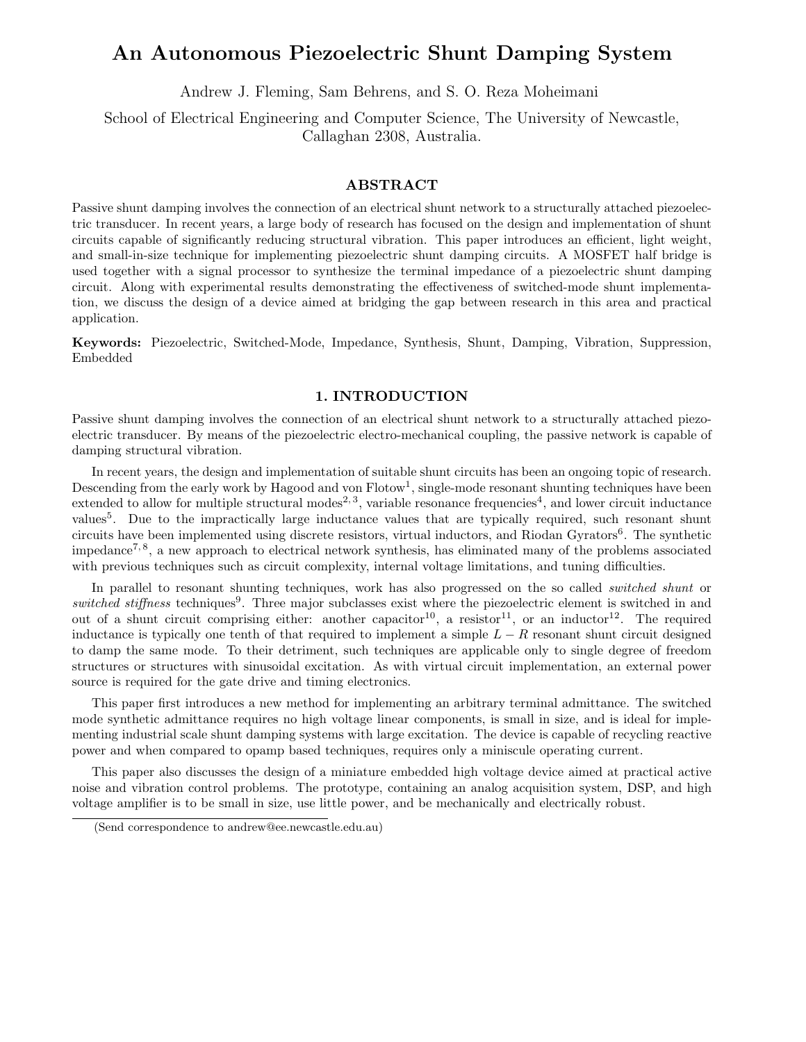# An Autonomous Piezoelectric Shunt Damping System

Andrew J. Fleming, Sam Behrens, and S. O. Reza Moheimani

School of Electrical Engineering and Computer Science, The University of Newcastle, Callaghan 2308, Australia.

## ABSTRACT

Passive shunt damping involves the connection of an electrical shunt network to a structurally attached piezoelectric transducer. In recent years, a large body of research has focused on the design and implementation of shunt circuits capable of significantly reducing structural vibration. This paper introduces an efficient, light weight, and small-in-size technique for implementing piezoelectric shunt damping circuits. A MOSFET half bridge is used together with a signal processor to synthesize the terminal impedance of a piezoelectric shunt damping circuit. Along with experimental results demonstrating the effectiveness of switched-mode shunt implementation, we discuss the design of a device aimed at bridging the gap between research in this area and practical application.

**Keywords:** Piezoelectric, Switched-Mode, Impedance, Synthesis, Shunt, Damping, Vibration, Suppression, Embedded

## 1. INTRODUCTION

Passive shunt damping involves the connection of an electrical shunt network to a structurally attached piezoelectric transducer. By means of the piezoelectric electro-mechanical coupling, the passive network is capable of damping structural vibration.

In recent years, the design and implementation of suitable shunt circuits has been an ongoing topic of research. Descending from the early work by Hagood and von Flotow[1], single-mode resonant shunting techniques have been extended to allow for multiple structural modes[2,3], variable resonance frequencies[4], and lower circuit inductance values[5]. Due to the impractically large inductance values that are typically required, such resonant shunt circuits have been implemented using discrete resistors, virtual inductors, and Riodan Gyrators[6]. The synthetic impedance[7,8], a new approach to electrical network synthesis, has eliminated many of the problems associated with previous techniques such as circuit complexity, internal voltage limitations, and tuning difficulties.

In parallel to resonant shunting techniques, work has also progressed on the so called *switched shunt* or *switched stiffness* techniques[9]. Three major subclasses exist where the piezoelectric element is switched in and out of a shunt circuit comprising either: another capacitor[10], a resistor[11], or an inductor[12]. The required inductance is typically one tenth of that required to implement a simple $L-R$ resonant shunt circuit designed to damp the same mode. To their detriment, such techniques are applicable only to single degree of freedom structures or structures with sinusoidal excitation. As with virtual circuit implementation, an external power source is required for the gate drive and timing electronics.

This paper first introduces a new method for implementing an arbitrary terminal admittance. The switched mode synthetic admittance requires no high voltage linear components, is small in size, and is ideal for implementing industrial scale shunt damping systems with large excitation. The device is capable of recycling reactive power and when compared to opamp based techniques, requires only a miniscule operating current.

This paper also discusses the design of a miniature embedded high voltage device aimed at practical active noise and vibration control problems. The prototype, containing an analog acquisition system, DSP, and high voltage amplifier is to be small in size, use little power, and be mechanically and electrically robust.

(Send correspondence to andrew@ee.newcastle.edu.au)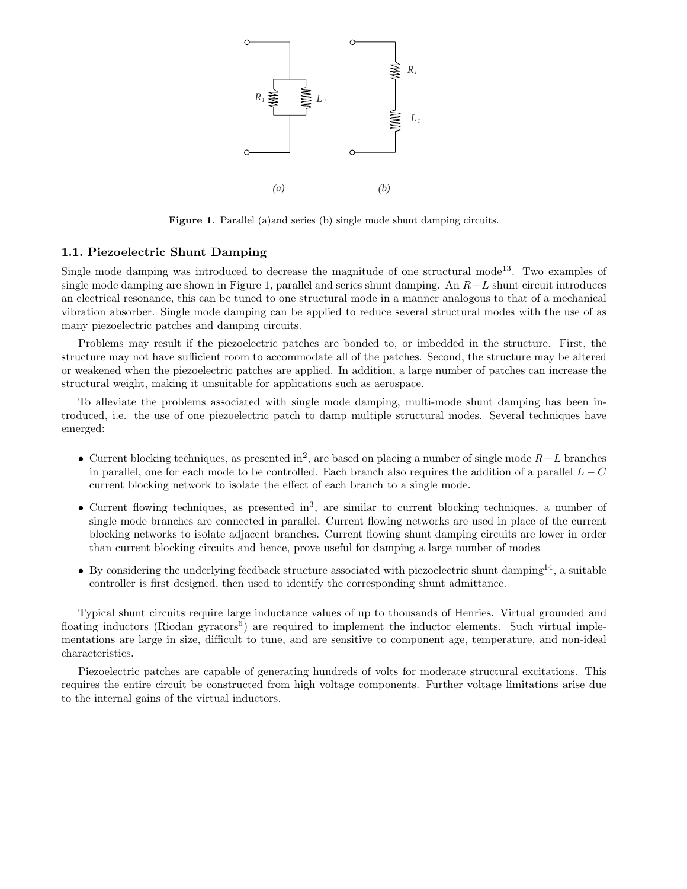**Figure 1**. Parallel (a)and series (b) single mode shunt damping circuits.

### 1.1. Piezoelectric Shunt Damping

Single mode damping was introduced to decrease the magnitude of one structural mode[13]. Two examples of single mode damping are shown in Figure 1, parallel and series shunt damping. An $R-L$ shunt circuit introduces an electrical resonance, this can be tuned to one structural mode in a manner analogous to that of a mechanical vibration absorber. Single mode damping can be applied to reduce several structural modes with the use of as many piezoelectric patches and damping circuits.

Problems may result if the piezoelectric patches are bonded to, or imbedded in the structure. First, the structure may not have sufficient room to accommodate all of the patches. Second, the structure may be altered or weakened when the piezoelectric patches are applied. In addition, a large number of patches can increase the structural weight, making it unsuitable for applications such as aerospace.

To alleviate the problems associated with single mode damping, multi-mode shunt damping has been introduced, i.e. the use of one piezoelectric patch to damp multiple structural modes. Several techniques have emerged:

- Current blocking techniques, as presented in[2], are based on placing a number of single mode $R-L$ branches in parallel, one for each mode to be controlled. Each branch also requires the addition of a parallel $L-C$ current blocking network to isolate the effect of each branch to a single mode.
- Current flowing techniques, as presented in[3], are similar to current blocking techniques, a number of single mode branches are connected in parallel. Current flowing networks are used in place of the current blocking networks to isolate adjacent branches. Current flowing shunt damping circuits are lower in order than current blocking circuits and hence, prove useful for damping a large number of modes
- By considering the underlying feedback structure associated with piezoelectric shunt damping[14], a suitable controller is first designed, then used to identify the corresponding shunt admittance.

Typical shunt circuits require large inductance values of up to thousands of Henries. Virtual grounded and floating inductors (Riodan gyrators[6]) are required to implement the inductor elements. Such virtual implementations are large in size, difficult to tune, and are sensitive to component age, temperature, and non-ideal characteristics.

Piezoelectric patches are capable of generating hundreds of volts for moderate structural excitations. This requires the entire circuit be constructed from high voltage components. Further voltage limitations arise due to the internal gains of the virtual inductors.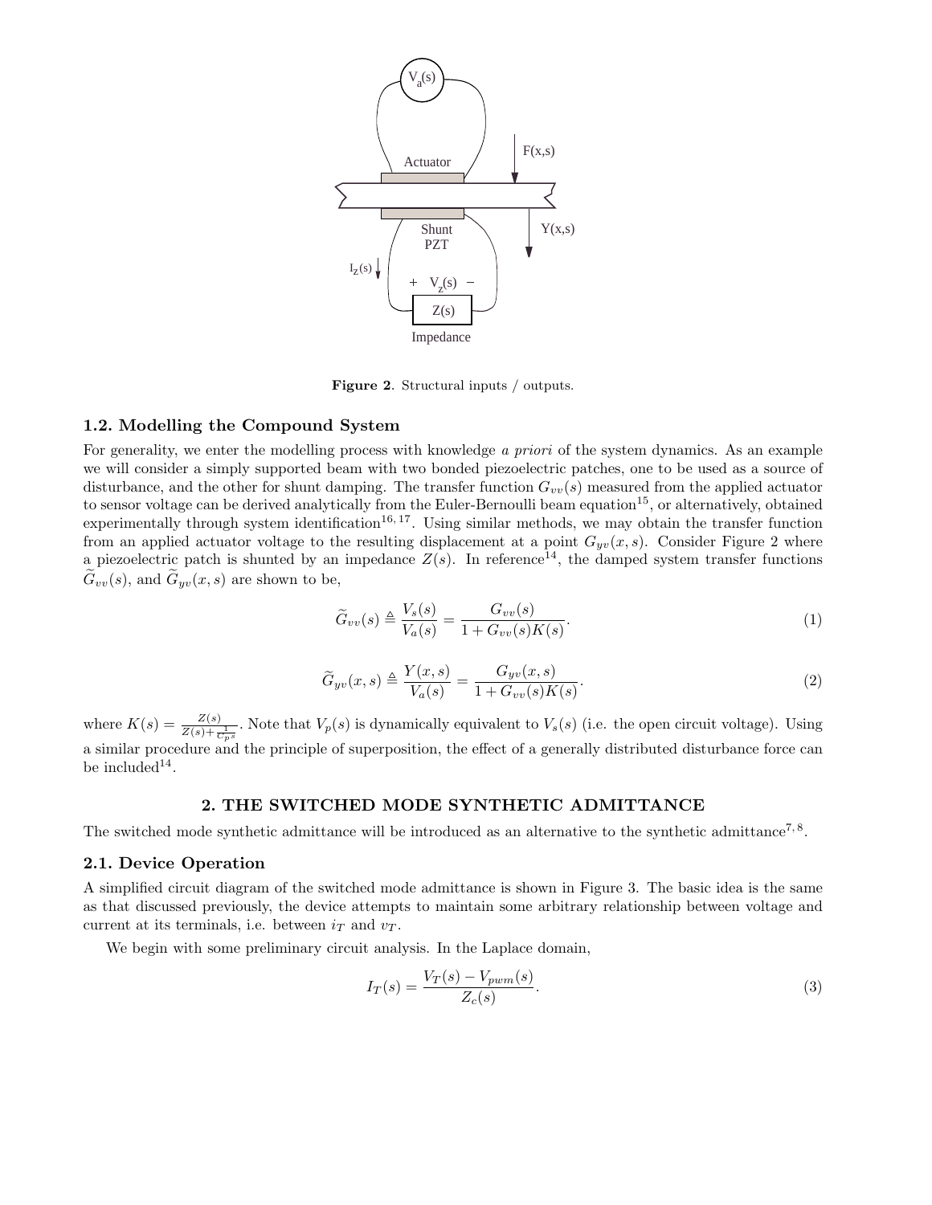Figure 2. Structural inputs / outputs.

### 1.2. Modelling the Compound System

For generality, we enter the modelling process with knowledge *a priori* of the system dynamics. As an example we will consider a simply supported beam with two bonded piezoelectric patches, one to be used as a source of disturbance, and the other for shunt damping. The transfer function $G_{vv}(s)$ measured from the applied actuator to sensor voltage can be derived analytically from the Euler-Bernoulli beam equation[15], or alternatively, obtained experimentally through system identification[16,17]. Using similar methods, we may obtain the transfer function from an applied actuator voltage to the resulting displacement at a point $G_{yv}(x,s)$. Consider Figure 2 where a piezoelectric patch is shunted by an impedance $Z(s)$. In reference[14], the damped system transfer functions $\widetilde{G}_{vv}(s)$, and $\widetilde{G}_{yv}(x,s)$ are shown to be,

$$\widetilde{G}_{vv}(s) \triangleq \frac{V_s(s)}{V_a(s)} = \frac{G_{vv}(s)}{1 + G_{vv}(s)K(s)}. \tag{1}$$

$$\widetilde{G}_{yv}(x,s) \triangleq \frac{Y(x,s)}{V_a(s)} = \frac{G_{yv}(x,s)}{1 + G_{vv}(s)K(s)}. \tag{2}$$

where $K(s) = \frac{Z(s)}{Z(s)+\frac{1}{C_p s}}$. Note that $V_p(s)$ is dynamically equivalent to $V_s(s)$ (i.e. the open circuit voltage). Using a similar procedure and the principle of superposition, the effect of a generally distributed disturbance force can be included[14].

## 2. THE SWITCHED MODE SYNTHETIC ADMITTANCE

The switched mode synthetic admittance will be introduced as an alternative to the synthetic admittance[7,8].

### 2.1. Device Operation

A simplified circuit diagram of the switched mode admittance is shown in Figure 3. The basic idea is the same as that discussed previously, the device attempts to maintain some arbitrary relationship between voltage and current at its terminals, i.e. between $i_T$ and $v_T$.

We begin with some preliminary circuit analysis. In the Laplace domain,

$$I_T(s) = \frac{V_T(s) - V_{pwm}(s)}{Z_c(s)}. \tag{3}$$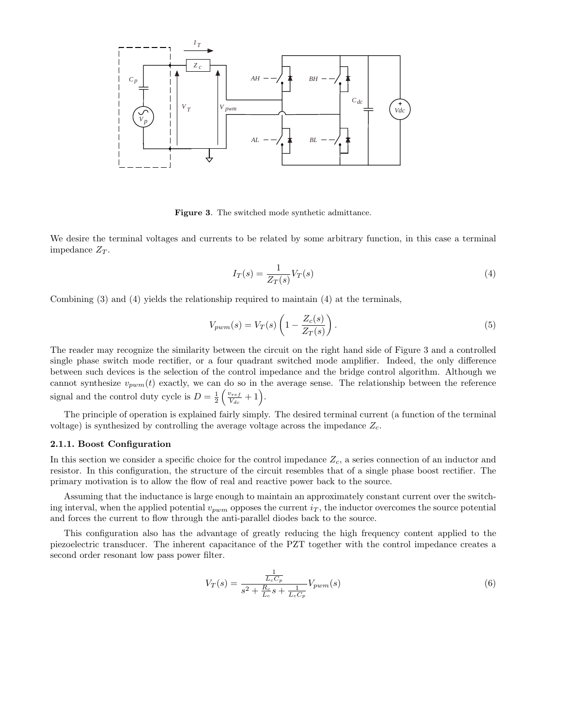**Figure 3**. The switched mode synthetic admittance.

We desire the terminal voltages and currents to be related by some arbitrary function, in this case a terminal impedance $Z_T$.

$$I_T(s) = \frac{1}{Z_T(s)} V_T(s) \tag{4}$$

Combining (3) and (4) yields the relationship required to maintain (4) at the terminals,

$$V_{pwm}(s) = V_T(s) \left(1 - \frac{Z_c(s)}{Z_T(s)}\right). \tag{5}$$

The reader may recognize the similarity between the circuit on the right hand side of Figure 3 and a controlled single phase switch mode rectifier, or a four quadrant switched mode amplifier. Indeed, the only difference between such devices is the selection of the control impedance and the bridge control algorithm. Although we cannot synthesize $v_{pwm}(t)$ exactly, we can do so in the average sense. The relationship between the reference signal and the control duty cycle is $D = \frac{1}{2}\left(\frac{v_{ref}}{V_{dc}} + 1\right)$.

The principle of operation is explained fairly simply. The desired terminal current (a function of the terminal voltage) is synthesized by controlling the average voltage across the impedance $Z_c$.

### 2.1.1. Boost Configuration

In this section we consider a specific choice for the control impedance $Z_c$, a series connection of an inductor and resistor. In this configuration, the structure of the circuit resembles that of a single phase boost rectifier. The primary motivation is to allow the flow of real and reactive power back to the source.

Assuming that the inductance is large enough to maintain an approximately constant current over the switching interval, when the applied potential $v_{pwm}$ opposes the current $i_T$, the inductor overcomes the source potential and forces the current to flow through the anti-parallel diodes back to the source.

This configuration also has the advantage of greatly reducing the high frequency content applied to the piezoelectric transducer. The inherent capacitance of the PZT together with the control impedance creates a second order resonant low pass power filter.

$$V_T(s) = \frac{\frac{1}{L_c C_p}}{s^2 + \frac{R_c}{L_c}s + \frac{1}{L_c C_p}} V_{pwm}(s) \tag{6}$$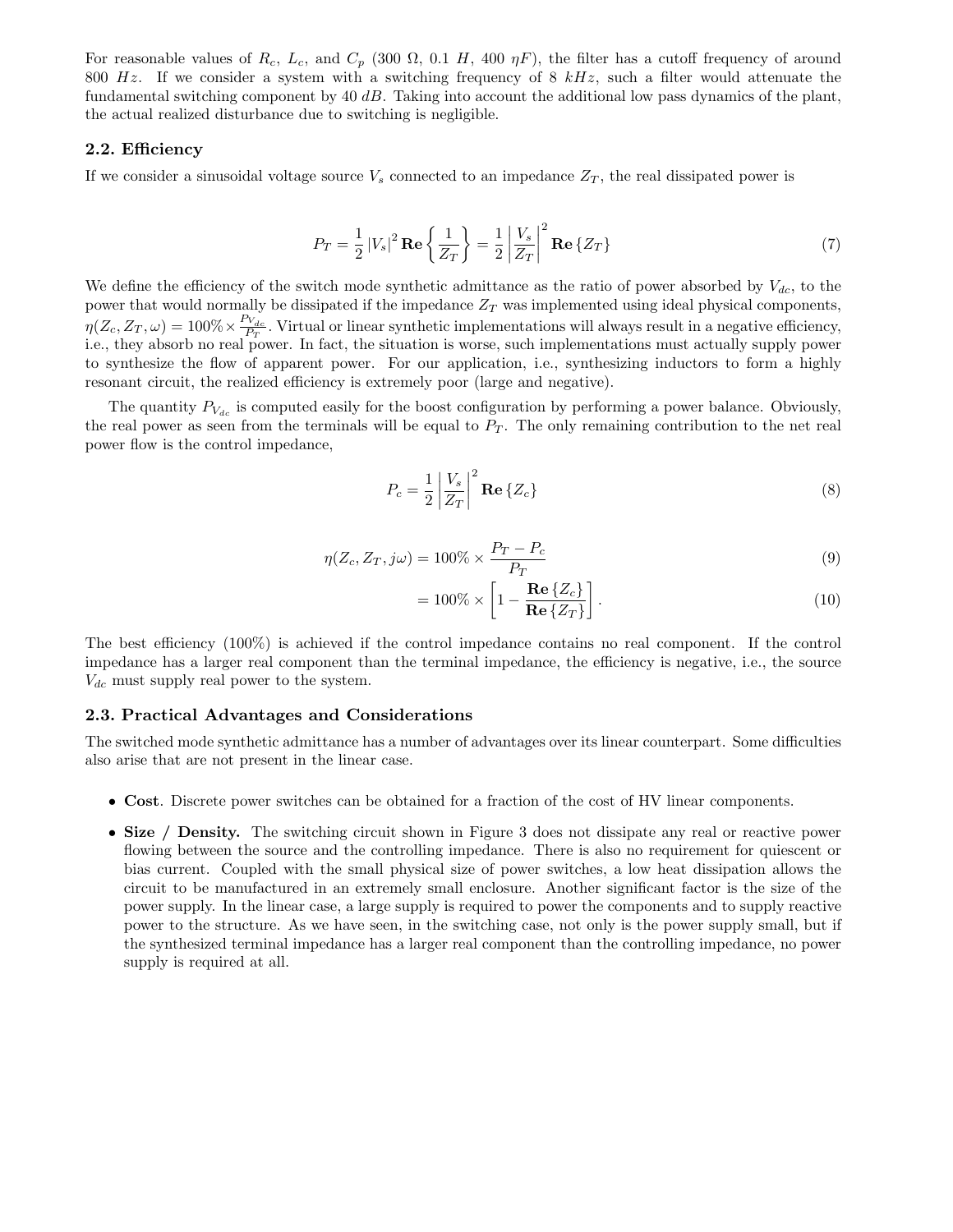For reasonable values of $R_c$, $L_c$, and $C_p$ (300 $\Omega$, 0.1 $H$, 400 $\eta F$), the filter has a cutoff frequency of around 800 $Hz$. If we consider a system with a switching frequency of 8 $kHz$, such a filter would attenuate the fundamental switching component by 40 $dB$. Taking into account the additional low pass dynamics of the plant, the actual realized disturbance due to switching is negligible.

### 2.2. Efficiency

If we consider a sinusoidal voltage source $V_s$ connected to an impedance $Z_T$, the real dissipated power is

$$P_T = \frac{1}{2} |V_s|^2 \mathbf{Re}\left\{\frac{1}{Z_T}\right\} = \frac{1}{2} \left|\frac{V_s}{Z_T}\right|^2 \mathbf{Re}\left\{Z_T\right\} \tag{7}$$

We define the efficiency of the switch mode synthetic admittance as the ratio of power absorbed by $V_{dc}$, to the power that would normally be dissipated if the impedance $Z_T$ was implemented using ideal physical components, $\eta(Z_c, Z_T, \omega) = 100\% \times \frac{P_{V_{dc}}}{P_T}$. Virtual or linear synthetic implementations will always result in a negative efficiency, i.e., they absorb no real power. In fact, the situation is worse, such implementations must actually supply power to synthesize the flow of apparent power. For our application, i.e., synthesizing inductors to form a highly resonant circuit, the realized efficiency is extremely poor (large and negative).

The quantity $P_{V_{dc}}$ is computed easily for the boost configuration by performing a power balance. Obviously, the real power as seen from the terminals will be equal to $P_T$. The only remaining contribution to the net real power flow is the control impedance,

$$P_c = \frac{1}{2} \left|\frac{V_s}{Z_T}\right|^2 \mathbf{Re}\left\{Z_c\right\} \tag{8}$$

$$\eta(Z_c, Z_T, j\omega) = 100\% \times \frac{P_T - P_c}{P_T} \tag{9}$$

$$= 100\% \times \left[1 - \frac{\mathbf{Re}\left\{Z_c\right\}}{\mathbf{Re}\left\{Z_T\right\}}\right]. \tag{10}$$

The best efficiency (100%) is achieved if the control impedance contains no real component. If the control impedance has a larger real component than the terminal impedance, the efficiency is negative, i.e., the source $V_{dc}$ must supply real power to the system.

### 2.3. Practical Advantages and Considerations

The switched mode synthetic admittance has a number of advantages over its linear counterpart. Some difficulties also arise that are not present in the linear case.

- **Cost**. Discrete power switches can be obtained for a fraction of the cost of HV linear components.
- **Size / Density.** The switching circuit shown in Figure 3 does not dissipate any real or reactive power flowing between the source and the controlling impedance. There is also no requirement for quiescent or bias current. Coupled with the small physical size of power switches, a low heat dissipation allows the circuit to be manufactured in an extremely small enclosure. Another significant factor is the size of the power supply. In the linear case, a large supply is required to power the components and to supply reactive power to the structure. As we have seen, in the switching case, not only is the power supply small, but if the synthesized terminal impedance has a larger real component than the controlling impedance, no power supply is required at all.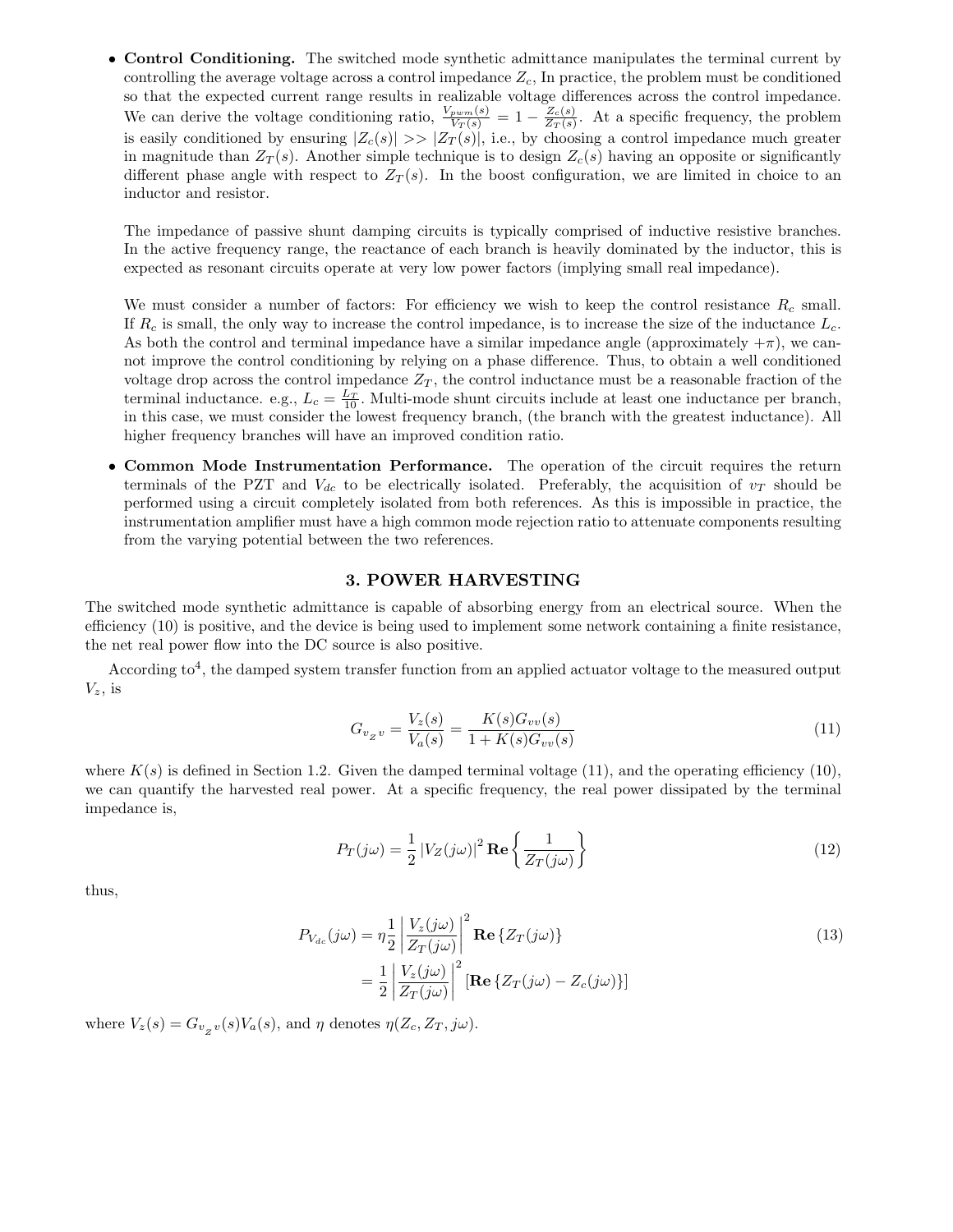- **Control Conditioning.** The switched mode synthetic admittance manipulates the terminal current by controlling the average voltage across a control impedance $Z_c$, In practice, the problem must be conditioned so that the expected current range results in realizable voltage differences across the control impedance. We can derive the voltage conditioning ratio, $\frac{V_{pwm}(s)}{V_T(s)} = 1 - \frac{Z_c(s)}{Z_T(s)}$. At a specific frequency, the problem is easily conditioned by ensuring $|Z_c(s)| >> |Z_T(s)|$, i.e., by choosing a control impedance much greater in magnitude than $Z_T(s)$. Another simple technique is to design $Z_c(s)$ having an opposite or significantly different phase angle with respect to $Z_T(s)$. In the boost configuration, we are limited in choice to an inductor and resistor.

  The impedance of passive shunt damping circuits is typically comprised of inductive resistive branches. In the active frequency range, the reactance of each branch is heavily dominated by the inductor, this is expected as resonant circuits operate at very low power factors (implying small real impedance).

  We must consider a number of factors: For efficiency we wish to keep the control resistance $R_c$ small. If $R_c$ is small, the only way to increase the control impedance, is to increase the size of the inductance $L_c$. As both the control and terminal impedance have a similar impedance angle (approximately $+\pi$), we cannot improve the control conditioning by relying on a phase difference. Thus, to obtain a well conditioned voltage drop across the control impedance $Z_T$, the control inductance must be a reasonable fraction of the terminal inductance. e.g., $L_c = \frac{L_T}{10}$. Multi-mode shunt circuits include at least one inductance per branch, in this case, we must consider the lowest frequency branch, (the branch with the greatest inductance). All higher frequency branches will have an improved condition ratio.

- **Common Mode Instrumentation Performance.** The operation of the circuit requires the return terminals of the PZT and $V_{dc}$ to be electrically isolated. Preferably, the acquisition of $v_T$ should be performed using a circuit completely isolated from both references. As this is impossible in practice, the instrumentation amplifier must have a high common mode rejection ratio to attenuate components resulting from the varying potential between the two references.

## 3. POWER HARVESTING

The switched mode synthetic admittance is capable of absorbing energy from an electrical source. When the efficiency (10) is positive, and the device is being used to implement some network containing a finite resistance, the net real power flow into the DC source is also positive.

According to[4], the damped system transfer function from an applied actuator voltage to the measured output $V_z$, is

$$G_{v_z v} = \frac{V_z(s)}{V_a(s)} = \frac{K(s)G_{vv}(s)}{1 + K(s)G_{vv}(s)} \tag{11}$$

where $K(s)$ is defined in Section 1.2. Given the damped terminal voltage (11), and the operating efficiency (10), we can quantify the harvested real power. At a specific frequency, the real power dissipated by the terminal impedance is,

$$P_T(j\omega) = \frac{1}{2}\left|V_Z(j\omega)\right|^2 \mathbf{Re}\left\{\frac{1}{Z_T(j\omega)}\right\} \tag{12}$$

thus,

$$\begin{aligned} P_{V_{dc}}(j\omega) &= \eta\frac{1}{2}\left|\frac{V_z(j\omega)}{Z_T(j\omega)}\right|^2 \mathbf{Re}\left\{Z_T(j\omega)\right\} \\ &= \frac{1}{2}\left|\frac{V_z(j\omega)}{Z_T(j\omega)}\right|^2 \left[\mathbf{Re}\left\{Z_T(j\omega) - Z_c(j\omega)\right\}\right] \end{aligned} \tag{13}$$

where $V_z(s) = G_{v_z v}(s)V_a(s)$, and $\eta$ denotes $\eta(Z_c, Z_T, j\omega)$.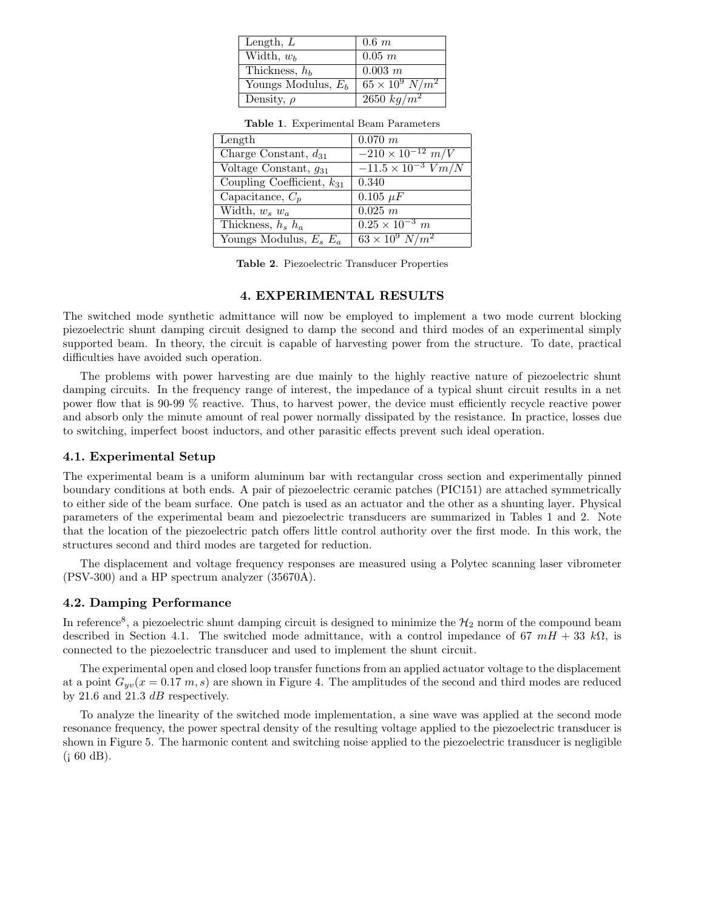| Length, $L$ | $0.6\ m$ |
|---|---|
| Width, $w_b$ | $0.05\ m$ |
| Thickness, $h_b$ | $0.003\ m$ |
| Youngs Modulus, $E_b$ | $65 \times 10^9\ N/m^2$ |
| Density, $\rho$ | $2650\ kg/m^2$ |

**Table 1**. Experimental Beam Parameters

| Length | $0.070\ m$ |
|---|---|
| Charge Constant, $d_{31}$ | $-210 \times 10^{-12}\ m/V$ |
| Voltage Constant, $g_{31}$ | $-11.5 \times 10^{-3}\ Vm/N$ |
| Coupling Coefficient, $k_{31}$ | 0.340 |
| Capacitance, $C_p$ | $0.105\ \mu F$ |
| Width, $w_s\ w_a$ | $0.025\ m$ |
| Thickness, $h_s\ h_a$ | $0.25 \times 10^{-3}\ m$ |
| Youngs Modulus, $E_s\ E_a$ | $63 \times 10^9\ N/m^2$ |

**Table 2**. Piezoelectric Transducer Properties

## 4. EXPERIMENTAL RESULTS

The switched mode synthetic admittance will now be employed to implement a two mode current blocking piezoelectric shunt damping circuit designed to damp the second and third modes of an experimental simply supported beam. In theory, the circuit is capable of harvesting power from the structure. To date, practical difficulties have avoided such operation.

The problems with power harvesting are due mainly to the highly reactive nature of piezoelectric shunt damping circuits. In the frequency range of interest, the impedance of a typical shunt circuit results in a net power flow that is 90-99 % reactive. Thus, to harvest power, the device must efficiently recycle reactive power and absorb only the minute amount of real power normally dissipated by the resistance. In practice, losses due to switching, imperfect boost inductors, and other parasitic effects prevent such ideal operation.

### 4.1. Experimental Setup

The experimental beam is a uniform aluminum bar with rectangular cross section and experimentally pinned boundary conditions at both ends. A pair of piezoelectric ceramic patches (PIC151) are attached symmetrically to either side of the beam surface. One patch is used as an actuator and the other as a shunting layer. Physical parameters of the experimental beam and piezoelectric transducers are summarized in Tables 1 and 2. Note that the location of the piezoelectric patch offers little control authority over the first mode. In this work, the structures second and third modes are targeted for reduction.

The displacement and voltage frequency responses are measured using a Polytec scanning laser vibrometer (PSV-300) and a HP spectrum analyzer (35670A).

### 4.2. Damping Performance

In reference[8], a piezoelectric shunt damping circuit is designed to minimize the $\mathcal{H}_2$ norm of the compound beam described in Section 4.1. The switched mode admittance, with a control impedance of $67\ mH + 33\ k\Omega$, is connected to the piezoelectric transducer and used to implement the shunt circuit.

The experimental open and closed loop transfer functions from an applied actuator voltage to the displacement at a point $G_{yv}(x = 0.17\ m, s)$ are shown in Figure 4. The amplitudes of the second and third modes are reduced by 21.6 and 21.3 $dB$ respectively.

To analyze the linearity of the switched mode implementation, a sine wave was applied at the second mode resonance frequency, the power spectral density of the resulting voltage applied to the piezoelectric transducer is shown in Figure 5. The harmonic content and switching noise applied to the piezoelectric transducer is negligible (¡ 60 dB).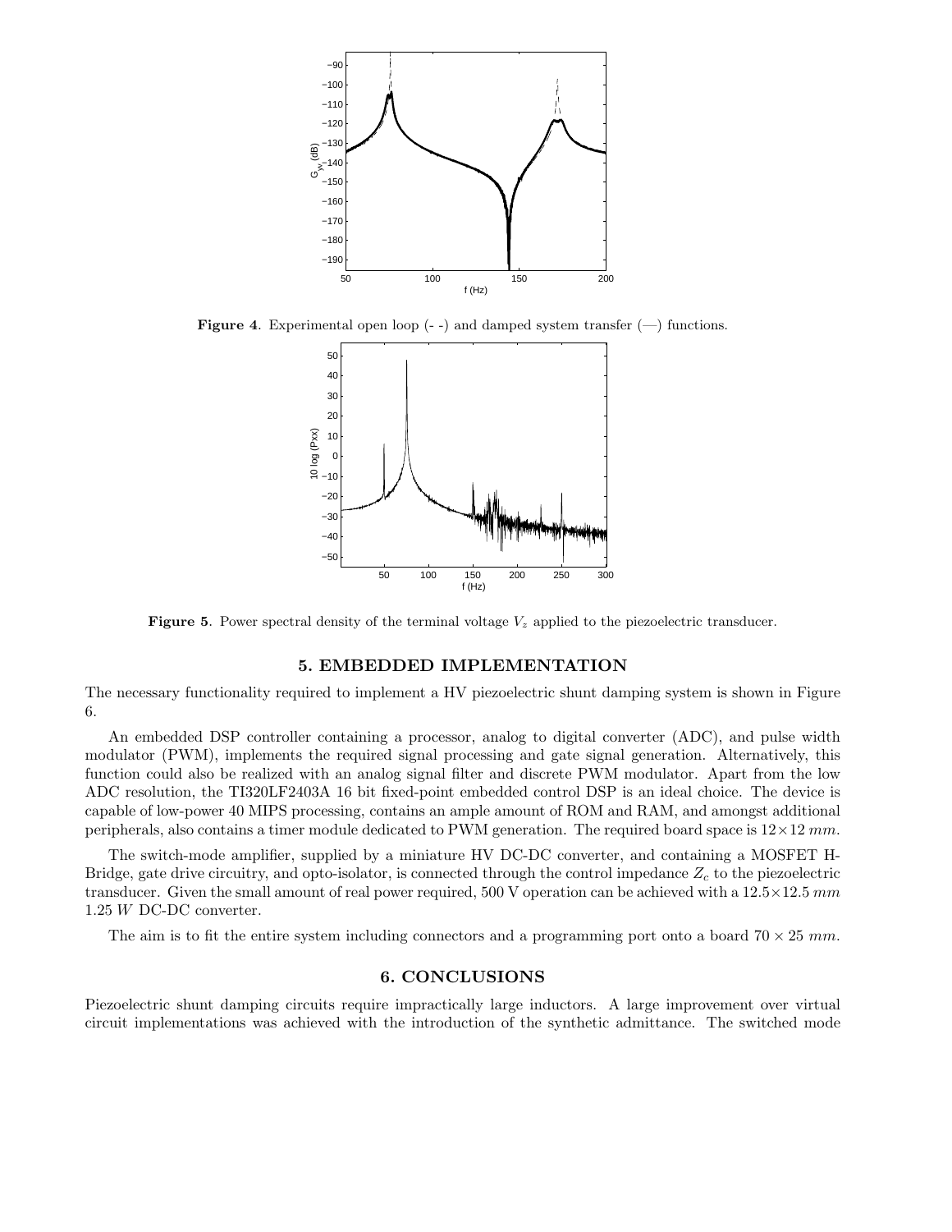Figure 4. Experimental open loop (- -) and damped system transfer (—) functions.

Figure 5. Power spectral density of the terminal voltage $V_z$ applied to the piezoelectric transducer.

## 5. EMBEDDED IMPLEMENTATION

The necessary functionality required to implement a HV piezoelectric shunt damping system is shown in Figure 6.

An embedded DSP controller containing a processor, analog to digital converter (ADC), and pulse width modulator (PWM), implements the required signal processing and gate signal generation. Alternatively, this function could also be realized with an analog signal filter and discrete PWM modulator. Apart from the low ADC resolution, the TI320LF2403A 16 bit fixed-point embedded control DSP is an ideal choice. The device is capable of low-power 40 MIPS processing, contains an ample amount of ROM and RAM, and amongst additional peripherals, also contains a timer module dedicated to PWM generation. The required board space is $12 \times 12$ *mm*.

The switch-mode amplifier, supplied by a miniature HV DC-DC converter, and containing a MOSFET H-Bridge, gate drive circuitry, and opto-isolator, is connected through the control impedance $Z_c$ to the piezoelectric transducer. Given the small amount of real power required, 500 V operation can be achieved with a $12.5 \times 12.5$ *mm* 1.25 *W* DC-DC converter.

The aim is to fit the entire system including connectors and a programming port onto a board $70 \times 25$ *mm*.

## 6. CONCLUSIONS

Piezoelectric shunt damping circuits require impractically large inductors. A large improvement over virtual circuit implementations was achieved with the introduction of the synthetic admittance. The switched mode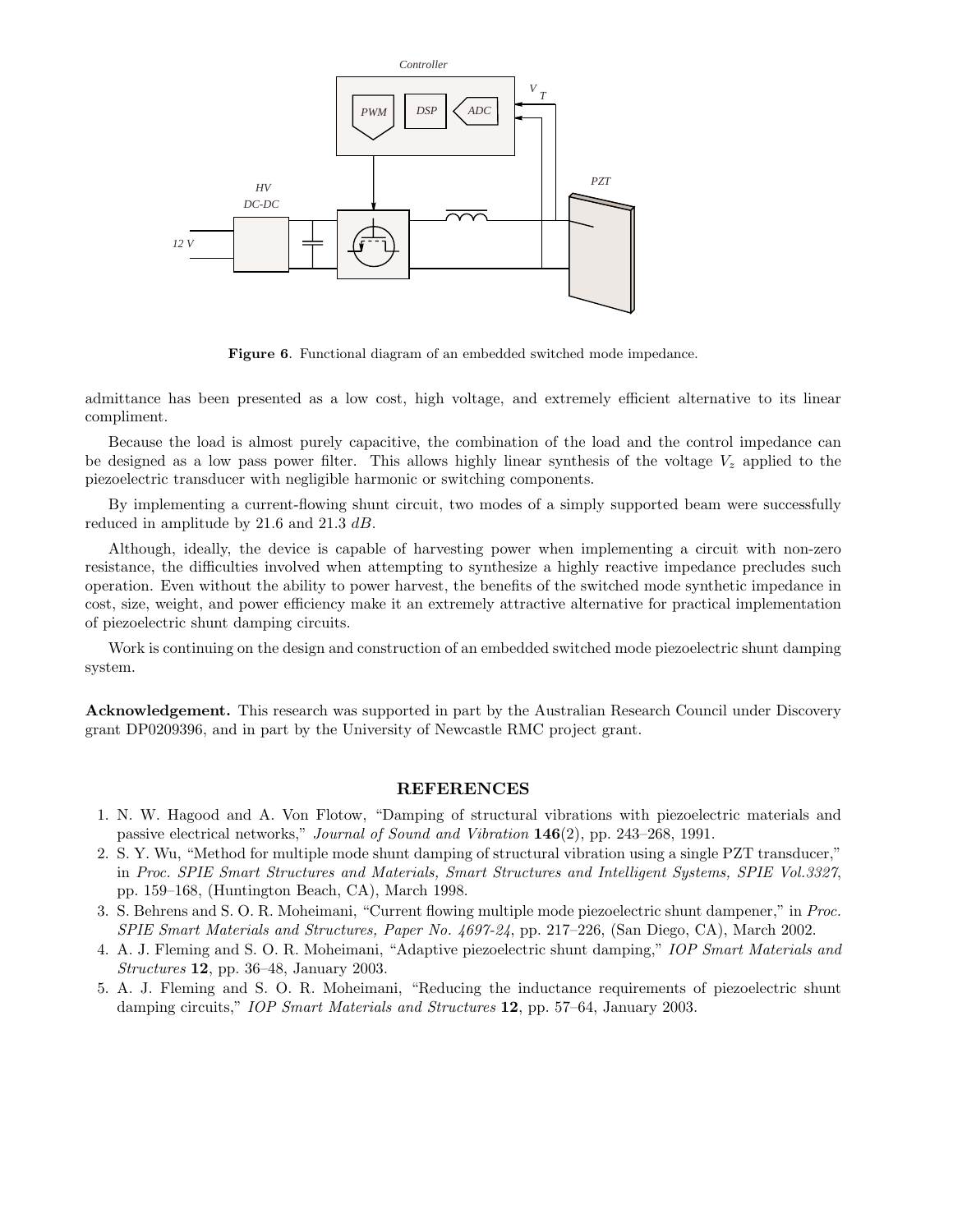**Figure 6**. Functional diagram of an embedded switched mode impedance.

admittance has been presented as a low cost, high voltage, and extremely efficient alternative to its linear compliment.

Because the load is almost purely capacitive, the combination of the load and the control impedance can be designed as a low pass power filter. This allows highly linear synthesis of the voltage $V_z$ applied to the piezoelectric transducer with negligible harmonic or switching components.

By implementing a current-flowing shunt circuit, two modes of a simply supported beam were successfully reduced in amplitude by 21.6 and 21.3 $dB$.

Although, ideally, the device is capable of harvesting power when implementing a circuit with non-zero resistance, the difficulties involved when attempting to synthesize a highly reactive impedance precludes such operation. Even without the ability to power harvest, the benefits of the switched mode synthetic impedance in cost, size, weight, and power efficiency make it an extremely attractive alternative for practical implementation of piezoelectric shunt damping circuits.

Work is continuing on the design and construction of an embedded switched mode piezoelectric shunt damping system.

**Acknowledgement.** This research was supported in part by the Australian Research Council under Discovery grant DP0209396, and in part by the University of Newcastle RMC project grant.

## REFERENCES

1. N. W. Hagood and A. Von Flotow, "Damping of structural vibrations with piezoelectric materials and passive electrical networks," *Journal of Sound and Vibration* **146**(2), pp. 243–268, 1991.
2. S. Y. Wu, "Method for multiple mode shunt damping of structural vibration using a single PZT transducer," in *Proc. SPIE Smart Structures and Materials, Smart Structures and Intelligent Systems, SPIE Vol.3327*, pp. 159–168, (Huntington Beach, CA), March 1998.
3. S. Behrens and S. O. R. Moheimani, "Current flowing multiple mode piezoelectric shunt dampener," in *Proc. SPIE Smart Materials and Structures, Paper No. 4697-24*, pp. 217–226, (San Diego, CA), March 2002.
4. A. J. Fleming and S. O. R. Moheimani, "Adaptive piezoelectric shunt damping," *IOP Smart Materials and Structures* **12**, pp. 36–48, January 2003.
5. A. J. Fleming and S. O. R. Moheimani, "Reducing the inductance requirements of piezoelectric shunt damping circuits," *IOP Smart Materials and Structures* **12**, pp. 57–64, January 2003.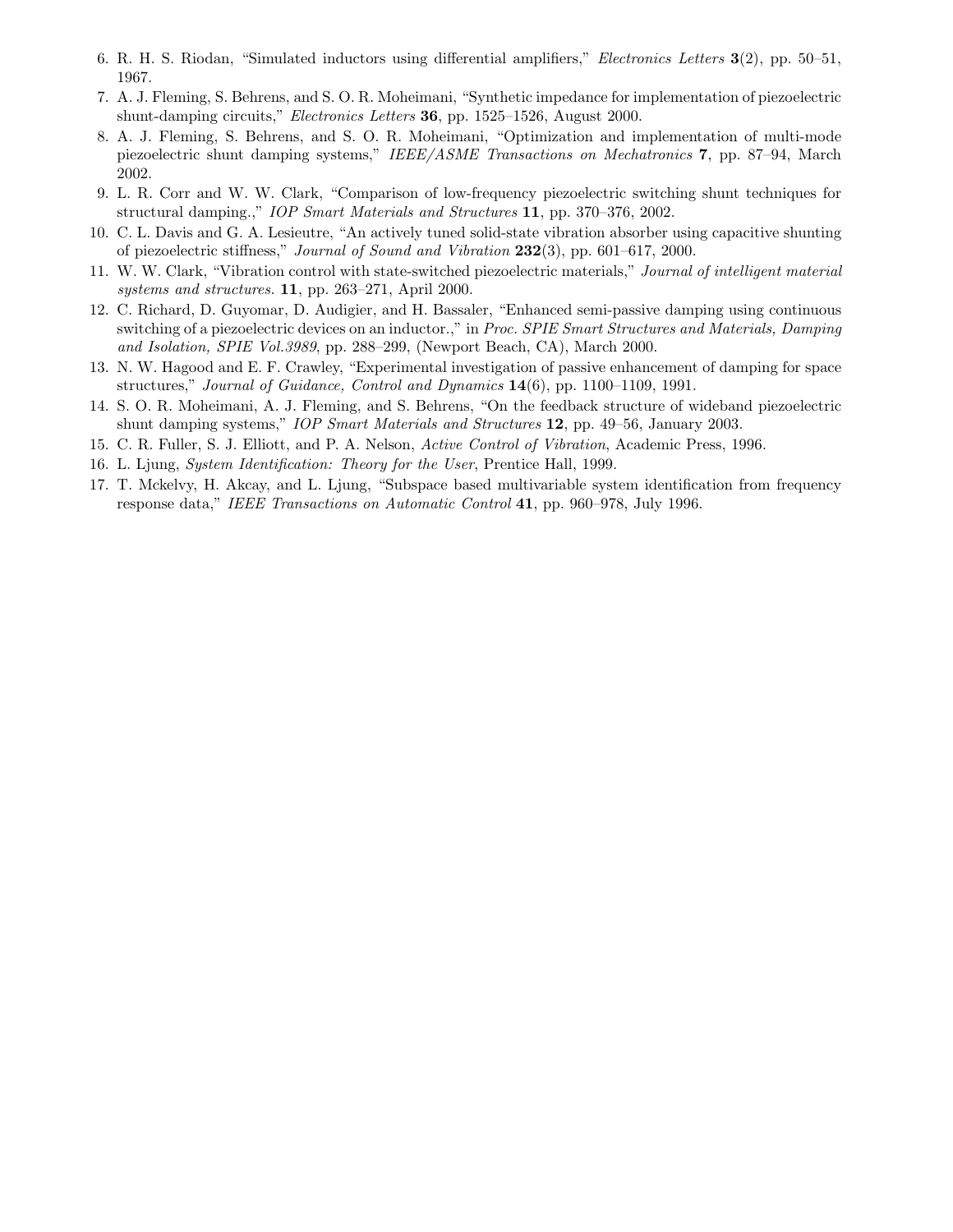6. R. H. S. Riodan, "Simulated inductors using differential amplifiers," *Electronics Letters* **3**(2), pp. 50–51, 1967.
7. A. J. Fleming, S. Behrens, and S. O. R. Moheimani, "Synthetic impedance for implementation of piezoelectric shunt-damping circuits," *Electronics Letters* **36**, pp. 1525–1526, August 2000.
8. A. J. Fleming, S. Behrens, and S. O. R. Moheimani, "Optimization and implementation of multi-mode piezoelectric shunt damping systems," *IEEE/ASME Transactions on Mechatronics* **7**, pp. 87–94, March 2002.
9. L. R. Corr and W. W. Clark, "Comparison of low-frequency piezoelectric switching shunt techniques for structural damping.," *IOP Smart Materials and Structures* **11**, pp. 370–376, 2002.
10. C. L. Davis and G. A. Lesieutre, "An actively tuned solid-state vibration absorber using capacitive shunting of piezoelectric stiffness," *Journal of Sound and Vibration* **232**(3), pp. 601–617, 2000.
11. W. W. Clark, "Vibration control with state-switched piezoelectric materials," *Journal of intelligent material systems and structures.* **11**, pp. 263–271, April 2000.
12. C. Richard, D. Guyomar, D. Audigier, and H. Bassaler, "Enhanced semi-passive damping using continuous switching of a piezoelectric devices on an inductor.," in *Proc. SPIE Smart Structures and Materials, Damping and Isolation, SPIE Vol.3989*, pp. 288–299, (Newport Beach, CA), March 2000.
13. N. W. Hagood and E. F. Crawley, "Experimental investigation of passive enhancement of damping for space structures," *Journal of Guidance, Control and Dynamics* **14**(6), pp. 1100–1109, 1991.
14. S. O. R. Moheimani, A. J. Fleming, and S. Behrens, "On the feedback structure of wideband piezoelectric shunt damping systems," *IOP Smart Materials and Structures* **12**, pp. 49–56, January 2003.
15. C. R. Fuller, S. J. Elliott, and P. A. Nelson, *Active Control of Vibration*, Academic Press, 1996.
16. L. Ljung, *System Identification: Theory for the User*, Prentice Hall, 1999.
17. T. Mckelvy, H. Akcay, and L. Ljung, "Subspace based multivariable system identification from frequency response data," *IEEE Transactions on Automatic Control* **41**, pp. 960–978, July 1996.